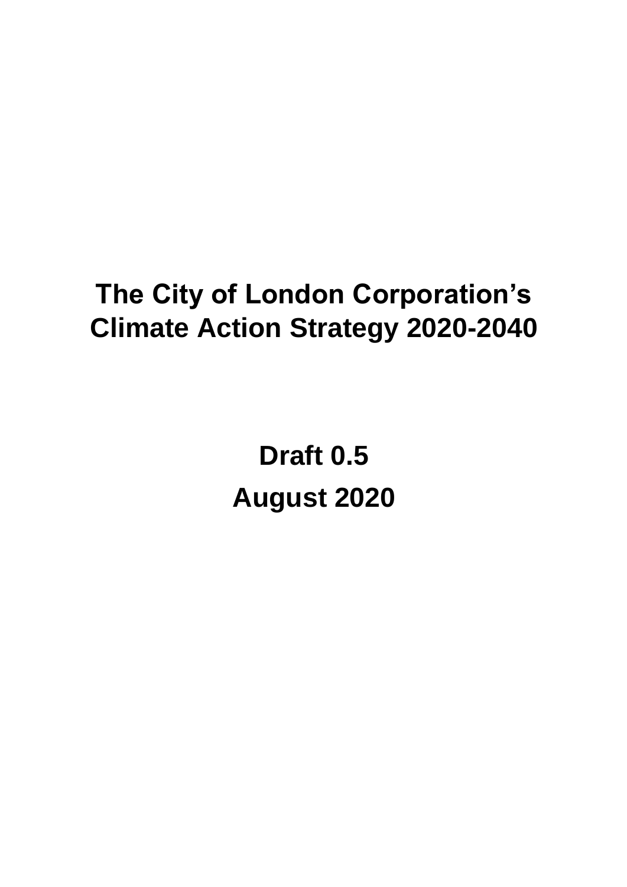# The City of London Corporation's Climate Action Strategy 2020-2040

**Draft 0.5**

**August 2020**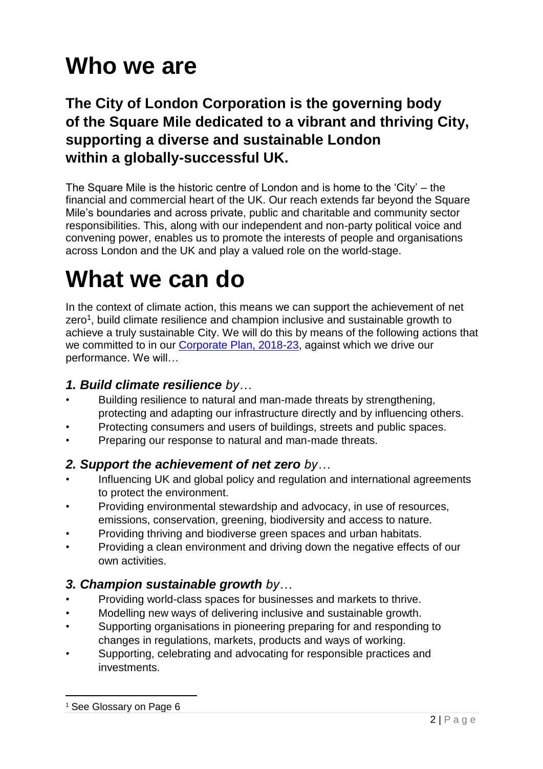# Who we are

## The City of London Corporation is the governing body of the Square Mile dedicated to a vibrant and thriving City, supporting a diverse and sustainable London within a globally-successful UK.

The Square Mile is the historic centre of London and is home to the 'City' – the financial and commercial heart of the UK. Our reach extends far beyond the Square Mile's boundaries and across private, public and charitable and community sector responsibilities. This, along with our independent and non-party political voice and convening power, enables us to promote the interests of people and organisations across London and the UK and play a valued role on the world-stage.

# What we can do

In the context of climate action, this means we can support the achievement of net zero[1], build climate resilience and champion inclusive and sustainable growth to achieve a truly sustainable City. We will do this by means of the following actions that we committed to in our [Corporate Plan, 2018-23](), against which we drive our performance. We will…

### *1. Build climate resilience by…*

- Building resilience to natural and man-made threats by strengthening, protecting and adapting our infrastructure directly and by influencing others.
- Protecting consumers and users of buildings, streets and public spaces.
- Preparing our response to natural and man-made threats.

### *2. Support the achievement of net zero by…*

- Influencing UK and global policy and regulation and international agreements to protect the environment.
- Providing environmental stewardship and advocacy, in use of resources, emissions, conservation, greening, biodiversity and access to nature.
- Providing thriving and biodiverse green spaces and urban habitats.
- Providing a clean environment and driving down the negative effects of our own activities.

### *3. Champion sustainable growth by…*

- Providing world-class spaces for businesses and markets to thrive.
- Modelling new ways of delivering inclusive and sustainable growth.
- Supporting organisations in pioneering preparing for and responding to changes in regulations, markets, products and ways of working.
- Supporting, celebrating and advocating for responsible practices and investments.

[1] See Glossary on Page 6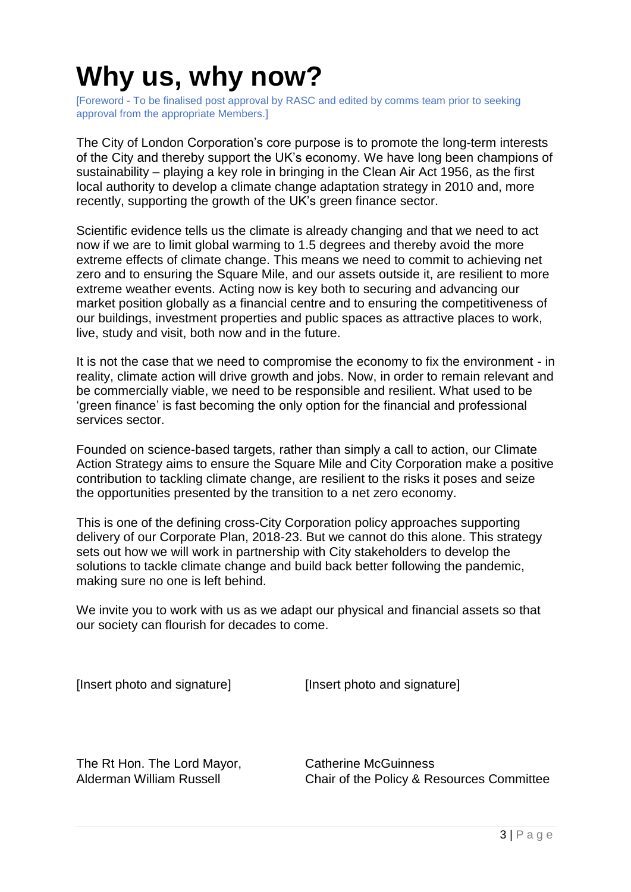# Why us, why now?

[Foreword - To be finalised post approval by RASC and edited by comms team prior to seeking approval from the appropriate Members.]

The City of London Corporation's core purpose is to promote the long-term interests of the City and thereby support the UK's economy. We have long been champions of sustainability – playing a key role in bringing in the Clean Air Act 1956, as the first local authority to develop a climate change adaptation strategy in 2010 and, more recently, supporting the growth of the UK's green finance sector.

Scientific evidence tells us the climate is already changing and that we need to act now if we are to limit global warming to 1.5 degrees and thereby avoid the more extreme effects of climate change. This means we need to commit to achieving net zero and to ensuring the Square Mile, and our assets outside it, are resilient to more extreme weather events. Acting now is key both to securing and advancing our market position globally as a financial centre and to ensuring the competitiveness of our buildings, investment properties and public spaces as attractive places to work, live, study and visit, both now and in the future.

It is not the case that we need to compromise the economy to fix the environment - in reality, climate action will drive growth and jobs. Now, in order to remain relevant and be commercially viable, we need to be responsible and resilient. What used to be 'green finance' is fast becoming the only option for the financial and professional services sector.

Founded on science-based targets, rather than simply a call to action, our Climate Action Strategy aims to ensure the Square Mile and City Corporation make a positive contribution to tackling climate change, are resilient to the risks it poses and seize the opportunities presented by the transition to a net zero economy.

This is one of the defining cross-City Corporation policy approaches supporting delivery of our Corporate Plan, 2018-23. But we cannot do this alone. This strategy sets out how we will work in partnership with City stakeholders to develop the solutions to tackle climate change and build back better following the pandemic, making sure no one is left behind.

We invite you to work with us as we adapt our physical and financial assets so that our society can flourish for decades to come.

[Insert photo and signature]

The Rt Hon. The Lord Mayor,
Alderman William Russell

[Insert photo and signature]

Catherine McGuinness
Chair of the Policy & Resources Committee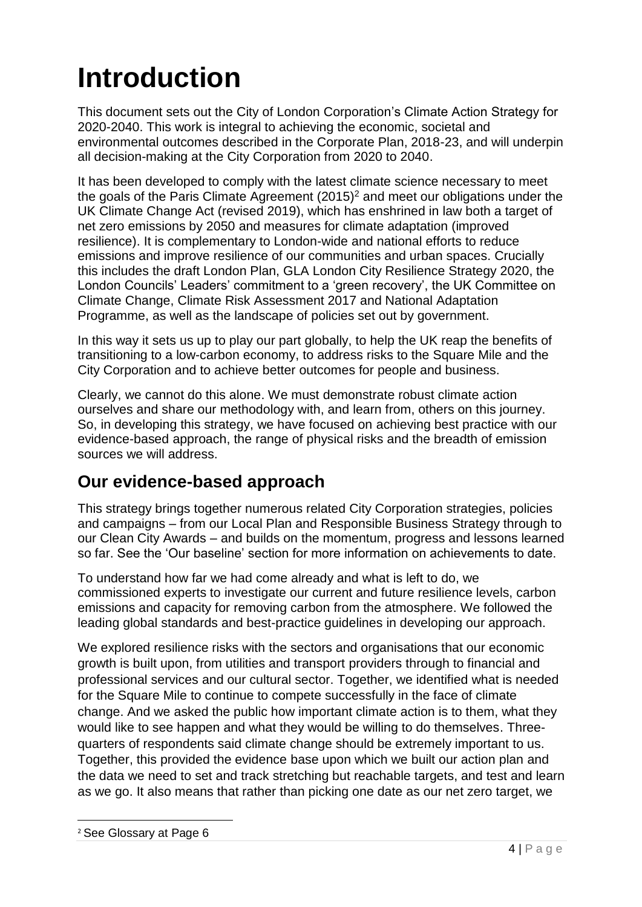# Introduction

This document sets out the City of London Corporation's Climate Action Strategy for 2020-2040. This work is integral to achieving the economic, societal and environmental outcomes described in the Corporate Plan, 2018-23, and will underpin all decision-making at the City Corporation from 2020 to 2040.

It has been developed to comply with the latest climate science necessary to meet the goals of the Paris Climate Agreement (2015)[2] and meet our obligations under the UK Climate Change Act (revised 2019), which has enshrined in law both a target of net zero emissions by 2050 and measures for climate adaptation (improved resilience). It is complementary to London-wide and national efforts to reduce emissions and improve resilience of our communities and urban spaces. Crucially this includes the draft London Plan, GLA London City Resilience Strategy 2020, the London Councils' Leaders' commitment to a 'green recovery', the UK Committee on Climate Change, Climate Risk Assessment 2017 and National Adaptation Programme, as well as the landscape of policies set out by government.

In this way it sets us up to play our part globally, to help the UK reap the benefits of transitioning to a low-carbon economy, to address risks to the Square Mile and the City Corporation and to achieve better outcomes for people and business.

Clearly, we cannot do this alone. We must demonstrate robust climate action ourselves and share our methodology with, and learn from, others on this journey. So, in developing this strategy, we have focused on achieving best practice with our evidence-based approach, the range of physical risks and the breadth of emission sources we will address.

## Our evidence-based approach

This strategy brings together numerous related City Corporation strategies, policies and campaigns – from our Local Plan and Responsible Business Strategy through to our Clean City Awards – and builds on the momentum, progress and lessons learned so far. See the 'Our baseline' section for more information on achievements to date.

To understand how far we had come already and what is left to do, we commissioned experts to investigate our current and future resilience levels, carbon emissions and capacity for removing carbon from the atmosphere. We followed the leading global standards and best-practice guidelines in developing our approach.

We explored resilience risks with the sectors and organisations that our economic growth is built upon, from utilities and transport providers through to financial and professional services and our cultural sector. Together, we identified what is needed for the Square Mile to continue to compete successfully in the face of climate change. And we asked the public how important climate action is to them, what they would like to see happen and what they would be willing to do themselves. Three-quarters of respondents said climate change should be extremely important to us. Together, this provided the evidence base upon which we built our action plan and the data we need to set and track stretching but reachable targets, and test and learn as we go. It also means that rather than picking one date as our net zero target, we

[2] See Glossary at Page 6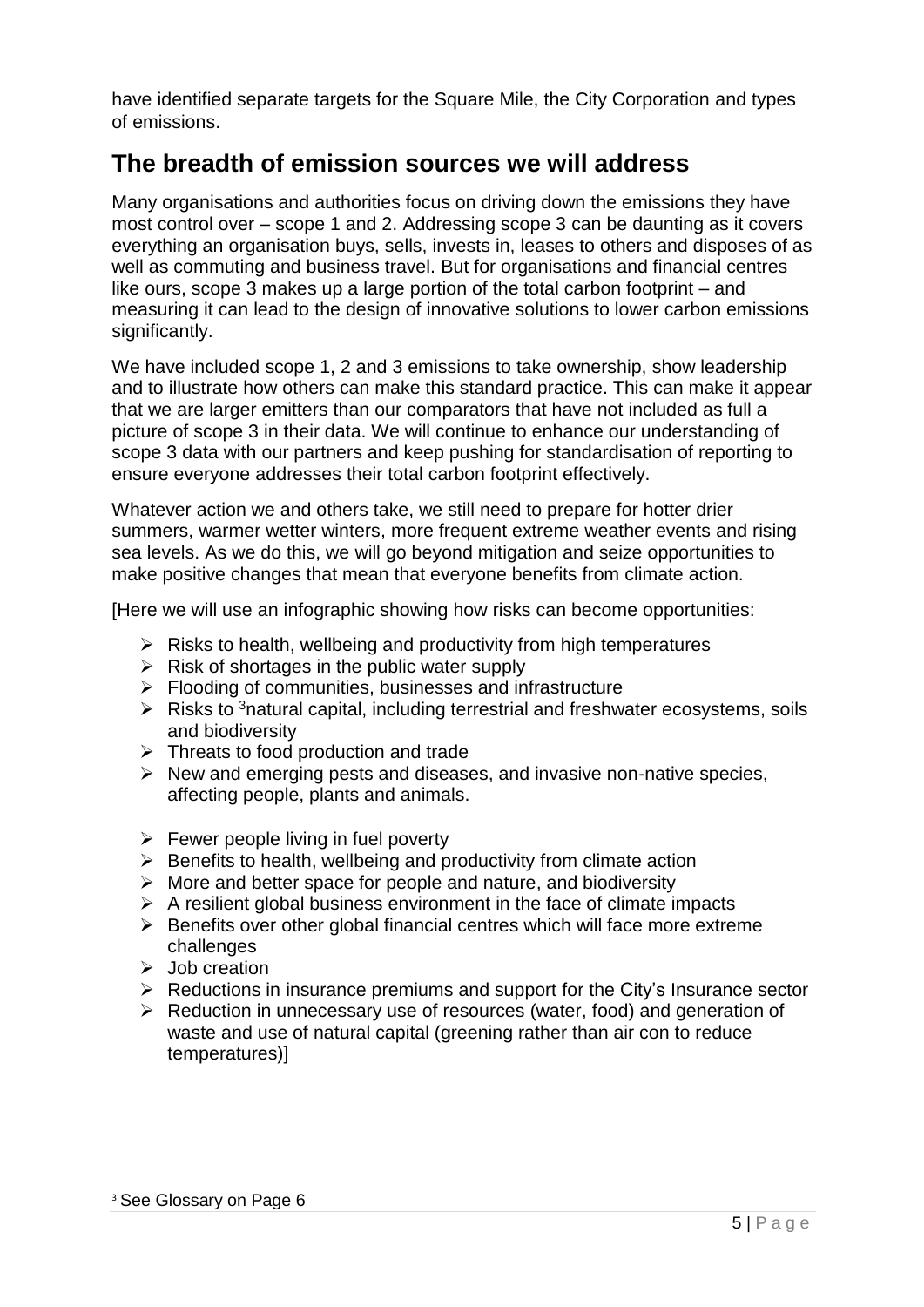have identified separate targets for the Square Mile, the City Corporation and types of emissions.

## The breadth of emission sources we will address

Many organisations and authorities focus on driving down the emissions they have most control over – scope 1 and 2. Addressing scope 3 can be daunting as it covers everything an organisation buys, sells, invests in, leases to others and disposes of as well as commuting and business travel. But for organisations and financial centres like ours, scope 3 makes up a large portion of the total carbon footprint – and measuring it can lead to the design of innovative solutions to lower carbon emissions significantly.

We have included scope 1, 2 and 3 emissions to take ownership, show leadership and to illustrate how others can make this standard practice. This can make it appear that we are larger emitters than our comparators that have not included as full a picture of scope 3 in their data. We will continue to enhance our understanding of scope 3 data with our partners and keep pushing for standardisation of reporting to ensure everyone addresses their total carbon footprint effectively.

Whatever action we and others take, we still need to prepare for hotter drier summers, warmer wetter winters, more frequent extreme weather events and rising sea levels. As we do this, we will go beyond mitigation and seize opportunities to make positive changes that mean that everyone benefits from climate action.

[Here we will use an infographic showing how risks can become opportunities:

- Risks to health, wellbeing and productivity from high temperatures
- Risk of shortages in the public water supply
- Flooding of communities, businesses and infrastructure
- Risks to [3]natural capital, including terrestrial and freshwater ecosystems, soils and biodiversity
- Threats to food production and trade
- New and emerging pests and diseases, and invasive non-native species, affecting people, plants and animals.

- Fewer people living in fuel poverty
- Benefits to health, wellbeing and productivity from climate action
- More and better space for people and nature, and biodiversity
- A resilient global business environment in the face of climate impacts
- Benefits over other global financial centres which will face more extreme challenges
- Job creation
- Reductions in insurance premiums and support for the City's Insurance sector
- Reduction in unnecessary use of resources (water, food) and generation of waste and use of natural capital (greening rather than air con to reduce temperatures)]

[3] See Glossary on Page 6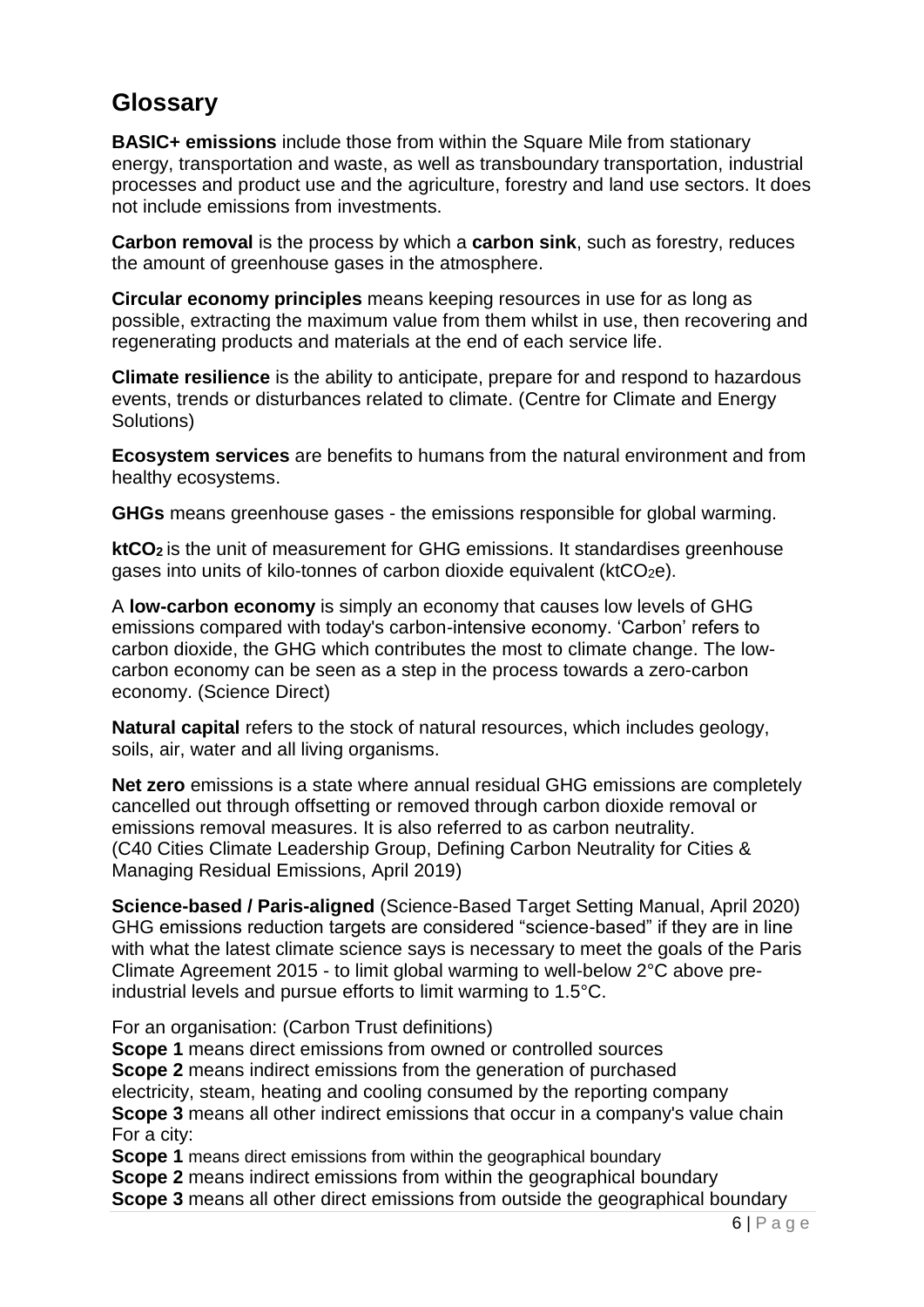## Glossary

**BASIC+ emissions** include those from within the Square Mile from stationary energy, transportation and waste, as well as transboundary transportation, industrial processes and product use and the agriculture, forestry and land use sectors. It does not include emissions from investments.

**Carbon removal** is the process by which a **carbon sink**, such as forestry, reduces the amount of greenhouse gases in the atmosphere.

**Circular economy principles** means keeping resources in use for as long as possible, extracting the maximum value from them whilst in use, then recovering and regenerating products and materials at the end of each service life.

**Climate resilience** is the ability to anticipate, prepare for and respond to hazardous events, trends or disturbances related to climate. (Centre for Climate and Energy Solutions)

**Ecosystem services** are benefits to humans from the natural environment and from healthy ecosystems.

**GHGs** means greenhouse gases - the emissions responsible for global warming.

**$ktCO_2$** is the unit of measurement for GHG emissions. It standardises greenhouse gases into units of kilo-tonnes of carbon dioxide equivalent ($ktCO_2e$).

A **low-carbon economy** is simply an economy that causes low levels of GHG emissions compared with today's carbon-intensive economy. 'Carbon' refers to carbon dioxide, the GHG which contributes the most to climate change. The low-carbon economy can be seen as a step in the process towards a zero-carbon economy. (Science Direct)

**Natural capital** refers to the stock of natural resources, which includes geology, soils, air, water and all living organisms.

**Net zero** emissions is a state where annual residual GHG emissions are completely cancelled out through offsetting or removed through carbon dioxide removal or emissions removal measures. It is also referred to as carbon neutrality. (C40 Cities Climate Leadership Group, Defining Carbon Neutrality for Cities & Managing Residual Emissions, April 2019)

**Science-based / Paris-aligned** (Science-Based Target Setting Manual, April 2020) GHG emissions reduction targets are considered "science-based" if they are in line with what the latest climate science says is necessary to meet the goals of the Paris Climate Agreement 2015 - to limit global warming to well-below 2°C above pre-industrial levels and pursue efforts to limit warming to 1.5°C.

For an organisation: (Carbon Trust definitions)
**Scope 1** means direct emissions from owned or controlled sources
**Scope 2** means indirect emissions from the generation of purchased electricity, steam, heating and cooling consumed by the reporting company
**Scope 3** means all other indirect emissions that occur in a company's value chain
For a city:
**Scope 1** means direct emissions from within the geographical boundary
**Scope 2** means indirect emissions from within the geographical boundary
**Scope 3** means all other direct emissions from outside the geographical boundary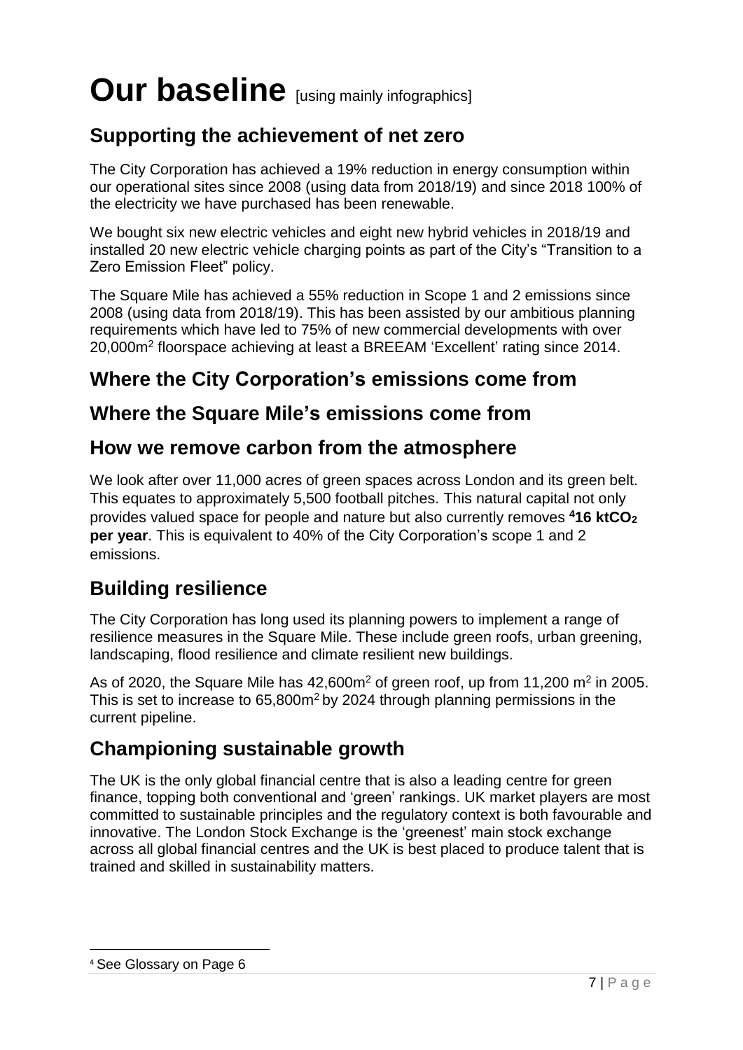# Our baseline [using mainly infographics]

## Supporting the achievement of net zero

The City Corporation has achieved a 19% reduction in energy consumption within our operational sites since 2008 (using data from 2018/19) and since 2018 100% of the electricity we have purchased has been renewable.

We bought six new electric vehicles and eight new hybrid vehicles in 2018/19 and installed 20 new electric vehicle charging points as part of the City's "Transition to a Zero Emission Fleet" policy.

The Square Mile has achieved a 55% reduction in Scope 1 and 2 emissions since 2008 (using data from 2018/19). This has been assisted by our ambitious planning requirements which have led to 75% of new commercial developments with over 20,000m$^2$ floorspace achieving at least a BREEAM 'Excellent' rating since 2014.

## Where the City Corporation's emissions come from

## Where the Square Mile's emissions come from

## How we remove carbon from the atmosphere

We look after over 11,000 acres of green spaces across London and its green belt. This equates to approximately 5,500 football pitches. This natural capital not only provides valued space for people and nature but also currently removes [4]**16 kt$CO_2$ per year**. This is equivalent to 40% of the City Corporation's scope 1 and 2 emissions.

## Building resilience

The City Corporation has long used its planning powers to implement a range of resilience measures in the Square Mile. These include green roofs, urban greening, landscaping, flood resilience and climate resilient new buildings.

As of 2020, the Square Mile has 42,600m$^2$ of green roof, up from 11,200 m$^2$ in 2005. This is set to increase to 65,800m$^2$ by 2024 through planning permissions in the current pipeline.

## Championing sustainable growth

The UK is the only global financial centre that is also a leading centre for green finance, topping both conventional and 'green' rankings. UK market players are most committed to sustainable principles and the regulatory context is both favourable and innovative. The London Stock Exchange is the 'greenest' main stock exchange across all global financial centres and the UK is best placed to produce talent that is trained and skilled in sustainability matters.

[4] See Glossary on Page 6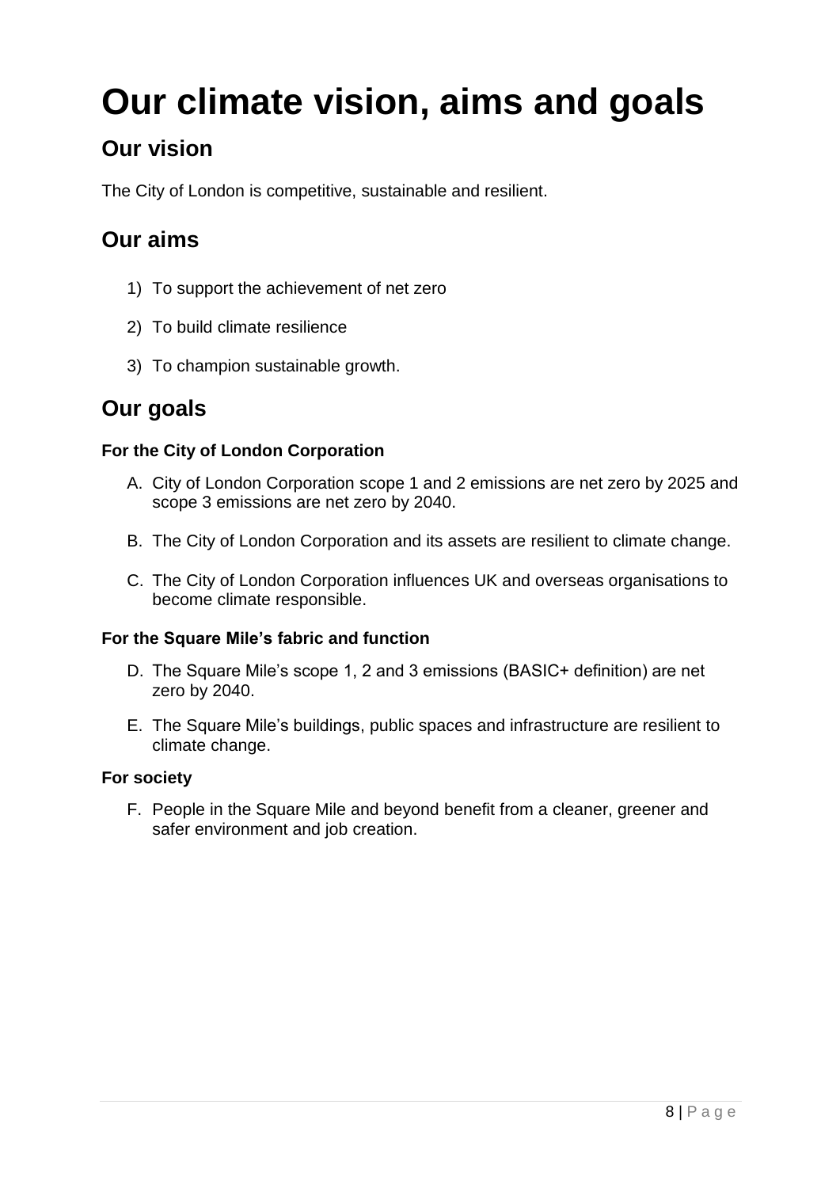# Our climate vision, aims and goals

## Our vision

The City of London is competitive, sustainable and resilient.

## Our aims

1) To support the achievement of net zero
2) To build climate resilience
3) To champion sustainable growth.

## Our goals

### For the City of London Corporation

A. City of London Corporation scope 1 and 2 emissions are net zero by 2025 and scope 3 emissions are net zero by 2040.

B. The City of London Corporation and its assets are resilient to climate change.

C. The City of London Corporation influences UK and overseas organisations to become climate responsible.

### For the Square Mile's fabric and function

D. The Square Mile's scope 1, 2 and 3 emissions (BASIC+ definition) are net zero by 2040.

E. The Square Mile's buildings, public spaces and infrastructure are resilient to climate change.

### For society

F. People in the Square Mile and beyond benefit from a cleaner, greener and safer environment and job creation.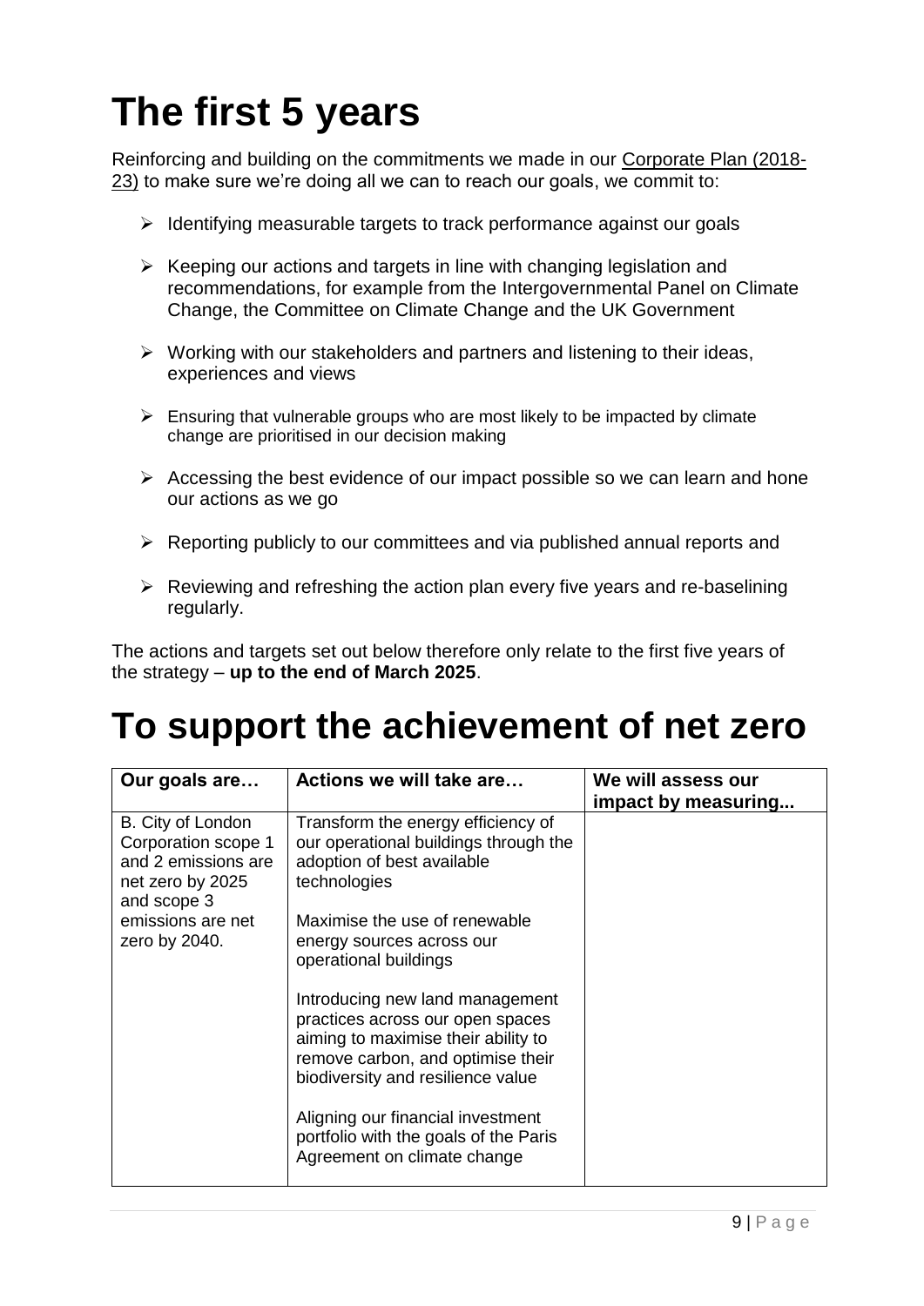# The first 5 years

Reinforcing and building on the commitments we made in our Corporate Plan (2018-23) to make sure we're doing all we can to reach our goals, we commit to:

- Identifying measurable targets to track performance against our goals
- Keeping our actions and targets in line with changing legislation and recommendations, for example from the Intergovernmental Panel on Climate Change, the Committee on Climate Change and the UK Government
- Working with our stakeholders and partners and listening to their ideas, experiences and views
- Ensuring that vulnerable groups who are most likely to be impacted by climate change are prioritised in our decision making
- Accessing the best evidence of our impact possible so we can learn and hone our actions as we go
- Reporting publicly to our committees and via published annual reports and
- Reviewing and refreshing the action plan every five years and re-baselining regularly.

The actions and targets set out below therefore only relate to the first five years of the strategy – **up to the end of March 2025**.

# To support the achievement of net zero

| Our goals are… | Actions we will take are… | We will assess our impact by measuring... |
|---|---|---|
| B. City of London Corporation scope 1 and 2 emissions are net zero by 2025 and scope 3 emissions are net zero by 2040. | Transform the energy efficiency of our operational buildings through the adoption of best available technologies<br><br>Maximise the use of renewable energy sources across our operational buildings<br><br>Introducing new land management practices across our open spaces aiming to maximise their ability to remove carbon, and optimise their biodiversity and resilience value<br><br>Aligning our financial investment portfolio with the goals of the Paris Agreement on climate change | |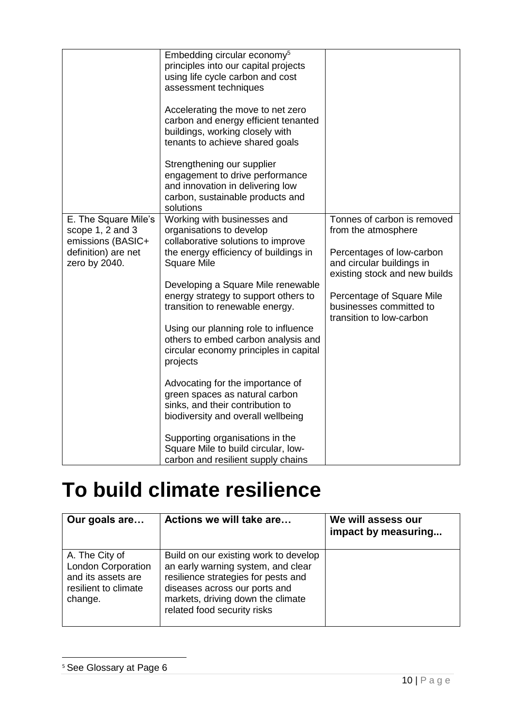| | | |
|---|---|---|
| | Embedding circular economy[5] principles into our capital projects using life cycle carbon and cost assessment techniques<br><br>Accelerating the move to net zero carbon and energy efficient tenanted buildings, working closely with tenants to achieve shared goals<br><br>Strengthening our supplier engagement to drive performance and innovation in delivering low carbon, sustainable products and solutions | |
| E. The Square Mile's scope 1, 2 and 3 emissions (BASIC+ definition) are net zero by 2040. | Working with businesses and organisations to develop collaborative solutions to improve the energy efficiency of buildings in Square Mile<br><br>Developing a Square Mile renewable energy strategy to support others to transition to renewable energy.<br><br>Using our planning role to influence others to embed carbon analysis and circular economy principles in capital projects<br><br>Advocating for the importance of green spaces as natural carbon sinks, and their contribution to biodiversity and overall wellbeing<br><br>Supporting organisations in the Square Mile to build circular, low-carbon and resilient supply chains | Tonnes of carbon is removed from the atmosphere<br><br>Percentages of low-carbon and circular buildings in existing stock and new builds<br><br>Percentage of Square Mile businesses committed to transition to low-carbon |

# To build climate resilience

| Our goals are… | Actions we will take are… | We will assess our impact by measuring... |
|---|---|---|
| A. The City of London Corporation and its assets are resilient to climate change. | Build on our existing work to develop an early warning system, and clear resilience strategies for pests and diseases across our ports and markets, driving down the climate related food security risks | |

[5] See Glossary at Page 6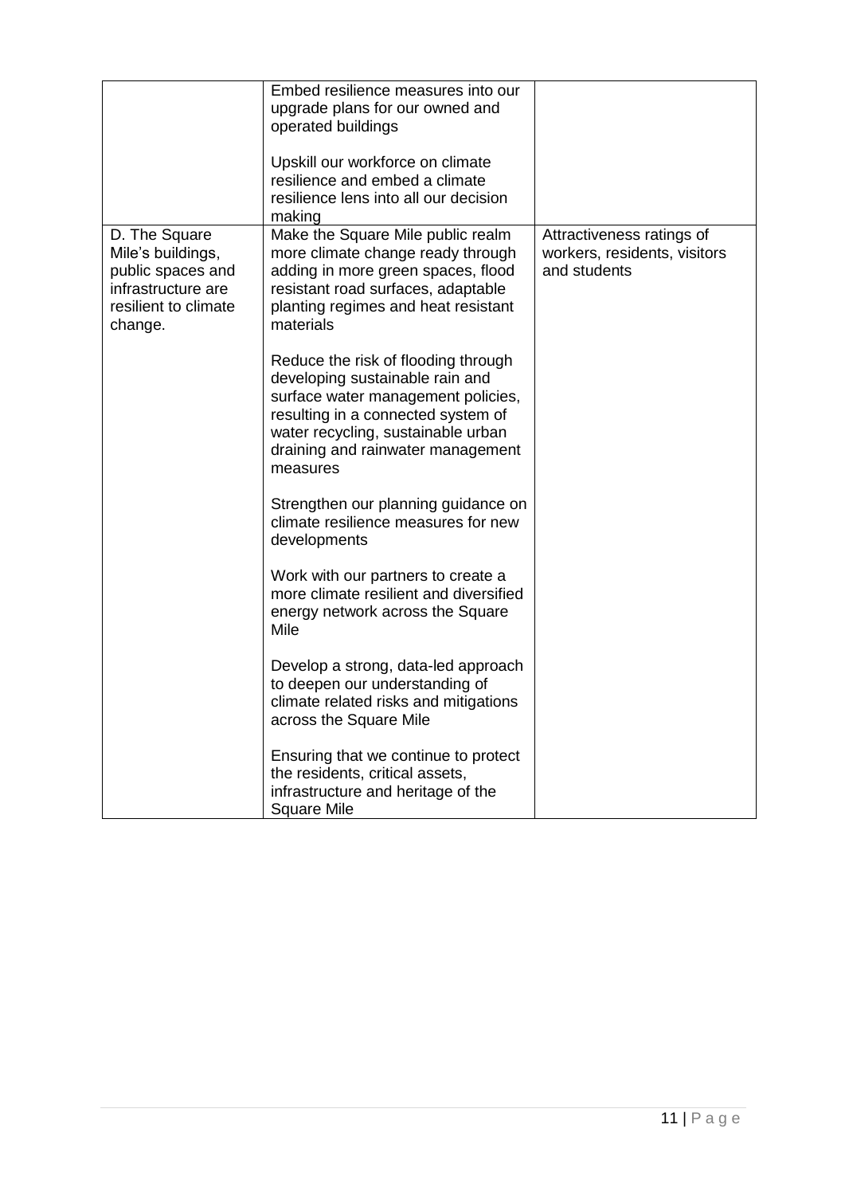| | | |
|---|---|---|
| | Embed resilience measures into our upgrade plans for our owned and operated buildings<br><br>Upskill our workforce on climate resilience and embed a climate resilience lens into all our decision making | |
| D. The Square Mile's buildings, public spaces and infrastructure are resilient to climate change. | Make the Square Mile public realm more climate change ready through adding in more green spaces, flood resistant road surfaces, adaptable planting regimes and heat resistant materials<br><br>Reduce the risk of flooding through developing sustainable rain and surface water management policies, resulting in a connected system of water recycling, sustainable urban draining and rainwater management measures<br><br>Strengthen our planning guidance on climate resilience measures for new developments<br><br>Work with our partners to create a more climate resilient and diversified energy network across the Square Mile<br><br>Develop a strong, data-led approach to deepen our understanding of climate related risks and mitigations across the Square Mile<br><br>Ensuring that we continue to protect the residents, critical assets, infrastructure and heritage of the Square Mile | Attractiveness ratings of workers, residents, visitors and students |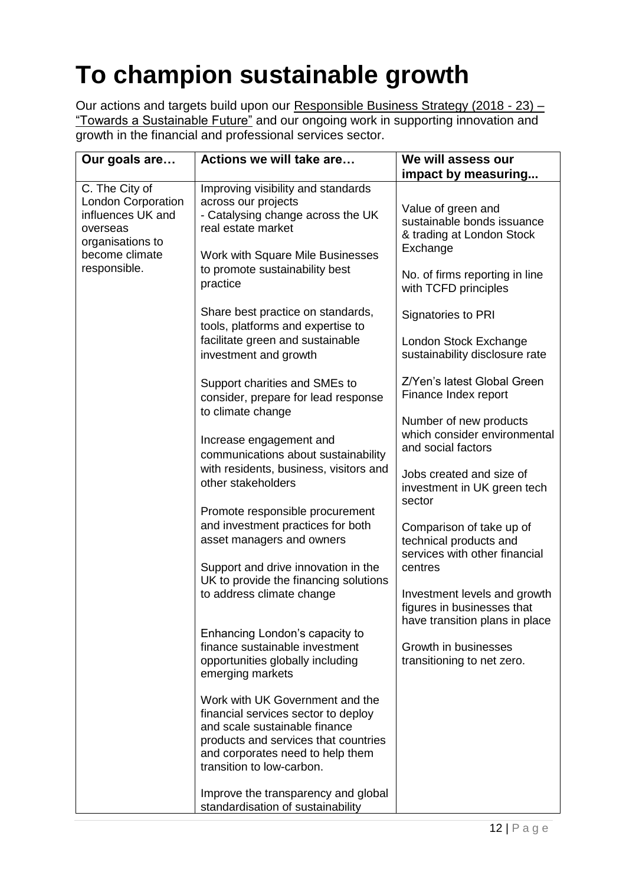# To champion sustainable growth

Our actions and targets build upon our Responsible Business Strategy (2018 - 23) – "Towards a Sustainable Future" and our ongoing work in supporting innovation and growth in the financial and professional services sector.

| Our goals are… | Actions we will take are… | We will assess our impact by measuring... |
|---|---|---|
| C. The City of London Corporation influences UK and overseas organisations to become climate responsible. | Improving visibility and standards across our projects<br>- Catalysing change across the UK real estate market<br><br>Work with Square Mile Businesses to promote sustainability best practice<br><br>Share best practice on standards, tools, platforms and expertise to facilitate green and sustainable investment and growth<br><br>Support charities and SMEs to consider, prepare for lead response to climate change<br><br>Increase engagement and communications about sustainability with residents, business, visitors and other stakeholders<br><br>Promote responsible procurement and investment practices for both asset managers and owners<br><br>Support and drive innovation in the UK to provide the financing solutions to address climate change<br><br>Enhancing London's capacity to finance sustainable investment opportunities globally including emerging markets<br><br>Work with UK Government and the financial services sector to deploy and scale sustainable finance products and services that countries and corporates need to help them transition to low-carbon.<br><br>Improve the transparency and global standardisation of sustainability | Value of green and sustainable bonds issuance & trading at London Stock Exchange<br><br>No. of firms reporting in line with TCFD principles<br><br>Signatories to PRI<br><br>London Stock Exchange sustainability disclosure rate<br><br>Z/Yen's latest Global Green Finance Index report<br><br>Number of new products which consider environmental and social factors<br><br>Jobs created and size of investment in UK green tech sector<br><br>Comparison of take up of technical products and services with other financial centres<br><br>Investment levels and growth figures in businesses that have transition plans in place<br><br>Growth in businesses transitioning to net zero. |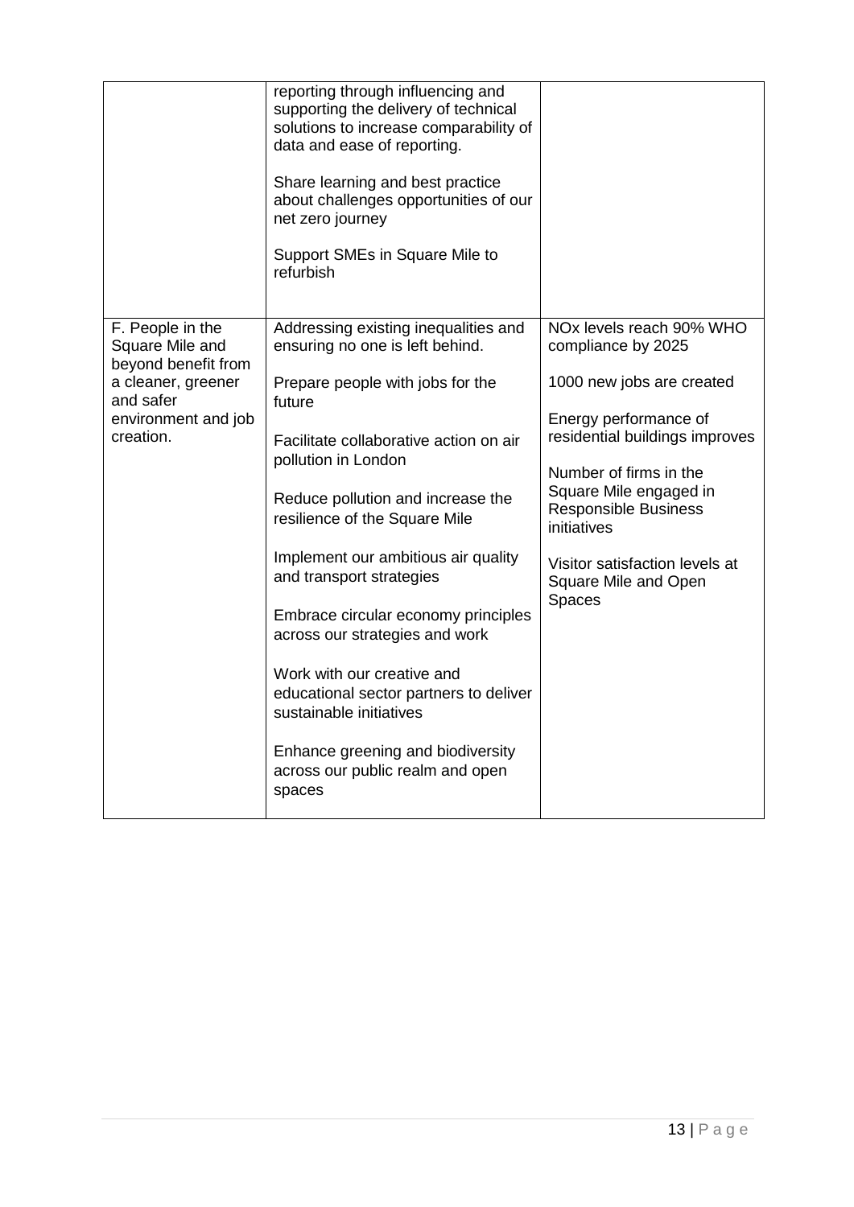| | | |
|---|---|---|
| | reporting through influencing and supporting the delivery of technical solutions to increase comparability of data and ease of reporting.<br><br>Share learning and best practice about challenges opportunities of our net zero journey<br><br>Support SMEs in Square Mile to refurbish | |
| F. People in the Square Mile and beyond benefit from a cleaner, greener and safer environment and job creation. | Addressing existing inequalities and ensuring no one is left behind.<br><br>Prepare people with jobs for the future<br><br>Facilitate collaborative action on air pollution in London<br><br>Reduce pollution and increase the resilience of the Square Mile<br><br>Implement our ambitious air quality and transport strategies<br><br>Embrace circular economy principles across our strategies and work<br><br>Work with our creative and educational sector partners to deliver sustainable initiatives<br><br>Enhance greening and biodiversity across our public realm and open spaces | NOx levels reach 90% WHO compliance by 2025<br><br>1000 new jobs are created<br><br>Energy performance of residential buildings improves<br><br>Number of firms in the Square Mile engaged in Responsible Business initiatives<br><br>Visitor satisfaction levels at Square Mile and Open Spaces |